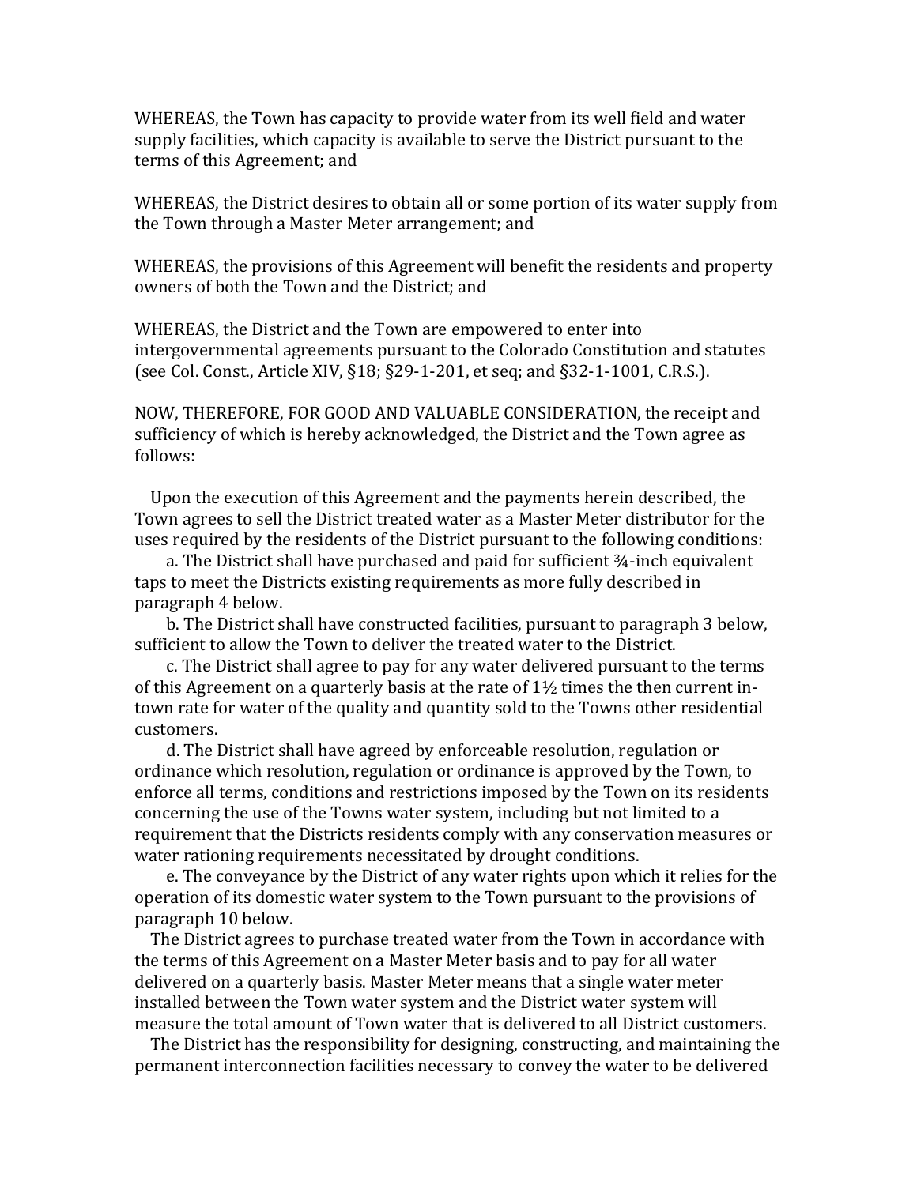WHEREAS, the Town has capacity to provide water from its well field and water supply facilities, which capacity is available to serve the District pursuant to the terms of this Agreement; and

WHEREAS, the District desires to obtain all or some portion of its water supply from the Town through a Master Meter arrangement; and

WHEREAS, the provisions of this Agreement will benefit the residents and property owners of both the Town and the District; and

WHEREAS, the District and the Town are empowered to enter into intergovernmental agreements pursuant to the Colorado Constitution and statutes (see Col. Const., Article XIV, §18; §29-1-201, et seq; and §32-1-1001, C.R.S.).

NOW, THEREFORE, FOR GOOD AND VALUABLE CONSIDERATION, the receipt and sufficiency of which is hereby acknowledged, the District and the Town agree as follows:

Upon the execution of this Agreement and the payments herein described, the Town agrees to sell the District treated water as a Master Meter distributor for the uses required by the residents of the District pursuant to the following conditions:

a. The District shall have purchased and paid for sufficient ¾-inch equivalent taps to meet the Districts existing requirements as more fully described in paragraph 4 below.

b. The District shall have constructed facilities, pursuant to paragraph 3 below, sufficient to allow the Town to deliver the treated water to the District.

c. The District shall agree to pay for any water delivered pursuant to the terms of this Agreement on a quarterly basis at the rate of 1½ times the then current in-town rate for water of the quality and quantity sold to the Towns other residential customers.

d. The District shall have agreed by enforceable resolution, regulation or ordinance which resolution, regulation or ordinance is approved by the Town, to enforce all terms, conditions and restrictions imposed by the Town on its residents concerning the use of the Towns water system, including but not limited to a requirement that the Districts residents comply with any conservation measures or water rationing requirements necessitated by drought conditions.

e. The conveyance by the District of any water rights upon which it relies for the operation of its domestic water system to the Town pursuant to the provisions of paragraph 10 below.

The District agrees to purchase treated water from the Town in accordance with the terms of this Agreement on a Master Meter basis and to pay for all water delivered on a quarterly basis. Master Meter means that a single water meter installed between the Town water system and the District water system will measure the total amount of Town water that is delivered to all District customers.

The District has the responsibility for designing, constructing, and maintaining the permanent interconnection facilities necessary to convey the water to be delivered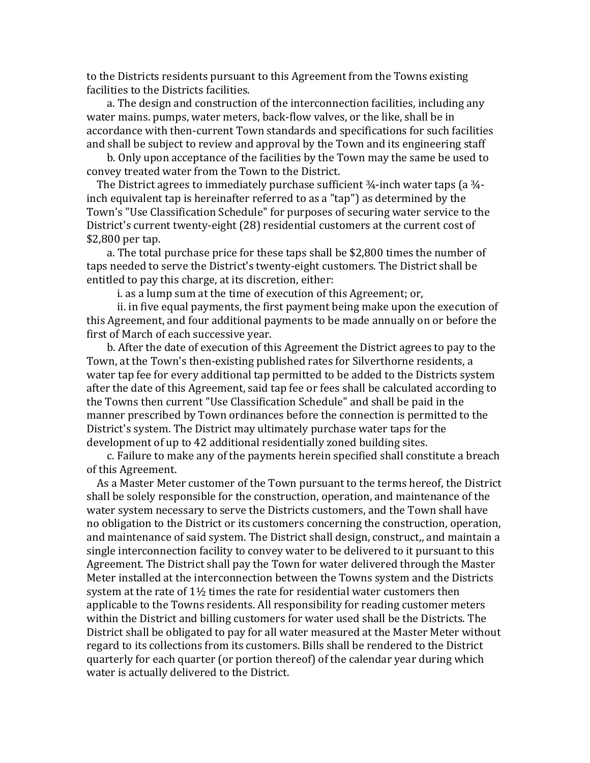to the Districts residents pursuant to this Agreement from the Towns existing facilities to the Districts facilities.

a. The design and construction of the interconnection facilities, including any water mains. pumps, water meters, back-flow valves, or the like, shall be in accordance with then-current Town standards and specifications for such facilities and shall be subject to review and approval by the Town and its engineering staff

b. Only upon acceptance of the facilities by the Town may the same be used to convey treated water from the Town to the District.

The District agrees to immediately purchase sufficient ¾-inch water taps (a ¾-inch equivalent tap is hereinafter referred to as a "tap") as determined by the Town's "Use Classification Schedule" for purposes of securing water service to the District's current twenty-eight (28) residential customers at the current cost of $2,800 per tap.

a. The total purchase price for these taps shall be $2,800 times the number of taps needed to serve the District's twenty-eight customers. The District shall be entitled to pay this charge, at its discretion, either:

i. as a lump sum at the time of execution of this Agreement; or,

ii. in five equal payments, the first payment being make upon the execution of this Agreement, and four additional payments to be made annually on or before the first of March of each successive year.

b. After the date of execution of this Agreement the District agrees to pay to the Town, at the Town's then-existing published rates for Silverthorne residents, a water tap fee for every additional tap permitted to be added to the Districts system after the date of this Agreement, said tap fee or fees shall be calculated according to the Towns then current "Use Classification Schedule" and shall be paid in the manner prescribed by Town ordinances before the connection is permitted to the District's system. The District may ultimately purchase water taps for the development of up to 42 additional residentially zoned building sites.

c. Failure to make any of the payments herein specified shall constitute a breach of this Agreement.

As a Master Meter customer of the Town pursuant to the terms hereof, the District shall be solely responsible for the construction, operation, and maintenance of the water system necessary to serve the Districts customers, and the Town shall have no obligation to the District or its customers concerning the construction, operation, and maintenance of said system. The District shall design, construct,, and maintain a single interconnection facility to convey water to be delivered to it pursuant to this Agreement. The District shall pay the Town for water delivered through the Master Meter installed at the interconnection between the Towns system and the Districts system at the rate of 1½ times the rate for residential water customers then applicable to the Towns residents. All responsibility for reading customer meters within the District and billing customers for water used shall be the Districts. The District shall be obligated to pay for all water measured at the Master Meter without regard to its collections from its customers. Bills shall be rendered to the District quarterly for each quarter (or portion thereof) of the calendar year during which water is actually delivered to the District.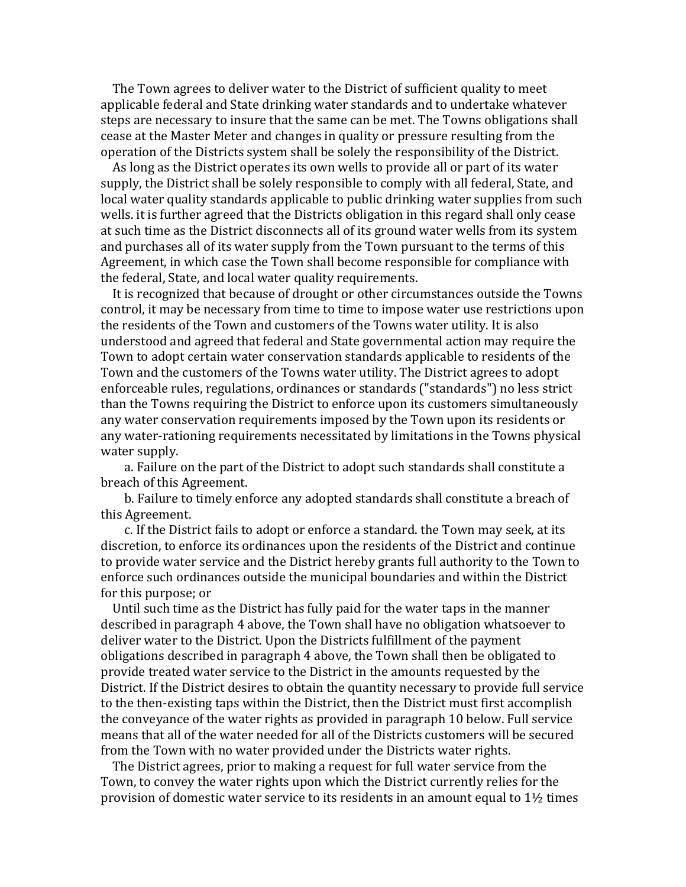The Town agrees to deliver water to the District of sufficient quality to meet applicable federal and State drinking water standards and to undertake whatever steps are necessary to insure that the same can be met. The Towns obligations shall cease at the Master Meter and changes in quality or pressure resulting from the operation of the Districts system shall be solely the responsibility of the District.

As long as the District operates its own wells to provide all or part of its water supply, the District shall be solely responsible to comply with all federal, State, and local water quality standards applicable to public drinking water supplies from such wells. it is further agreed that the Districts obligation in this regard shall only cease at such time as the District disconnects all of its ground water wells from its system and purchases all of its water supply from the Town pursuant to the terms of this Agreement, in which case the Town shall become responsible for compliance with the federal, State, and local water quality requirements.

It is recognized that because of drought or other circumstances outside the Towns control, it may be necessary from time to time to impose water use restrictions upon the residents of the Town and customers of the Towns water utility. It is also understood and agreed that federal and State governmental action may require the Town to adopt certain water conservation standards applicable to residents of the Town and the customers of the Towns water utility. The District agrees to adopt enforceable rules, regulations, ordinances or standards ("standards") no less strict than the Towns requiring the District to enforce upon its customers simultaneously any water conservation requirements imposed by the Town upon its residents or any water-rationing requirements necessitated by limitations in the Towns physical water supply.

a. Failure on the part of the District to adopt such standards shall constitute a breach of this Agreement.

b. Failure to timely enforce any adopted standards shall constitute a breach of this Agreement.

c. If the District fails to adopt or enforce a standard. the Town may seek, at its discretion, to enforce its ordinances upon the residents of the District and continue to provide water service and the District hereby grants full authority to the Town to enforce such ordinances outside the municipal boundaries and within the District for this purpose; or

Until such time as the District has fully paid for the water taps in the manner described in paragraph 4 above, the Town shall have no obligation whatsoever to deliver water to the District. Upon the Districts fulfillment of the payment obligations described in paragraph 4 above, the Town shall then be obligated to provide treated water service to the District in the amounts requested by the District. If the District desires to obtain the quantity necessary to provide full service to the then-existing taps within the District, then the District must first accomplish the conveyance of the water rights as provided in paragraph 10 below. Full service means that all of the water needed for all of the Districts customers will be secured from the Town with no water provided under the Districts water rights.

The District agrees, prior to making a request for full water service from the Town, to convey the water rights upon which the District currently relies for the provision of domestic water service to its residents in an amount equal to 1½ times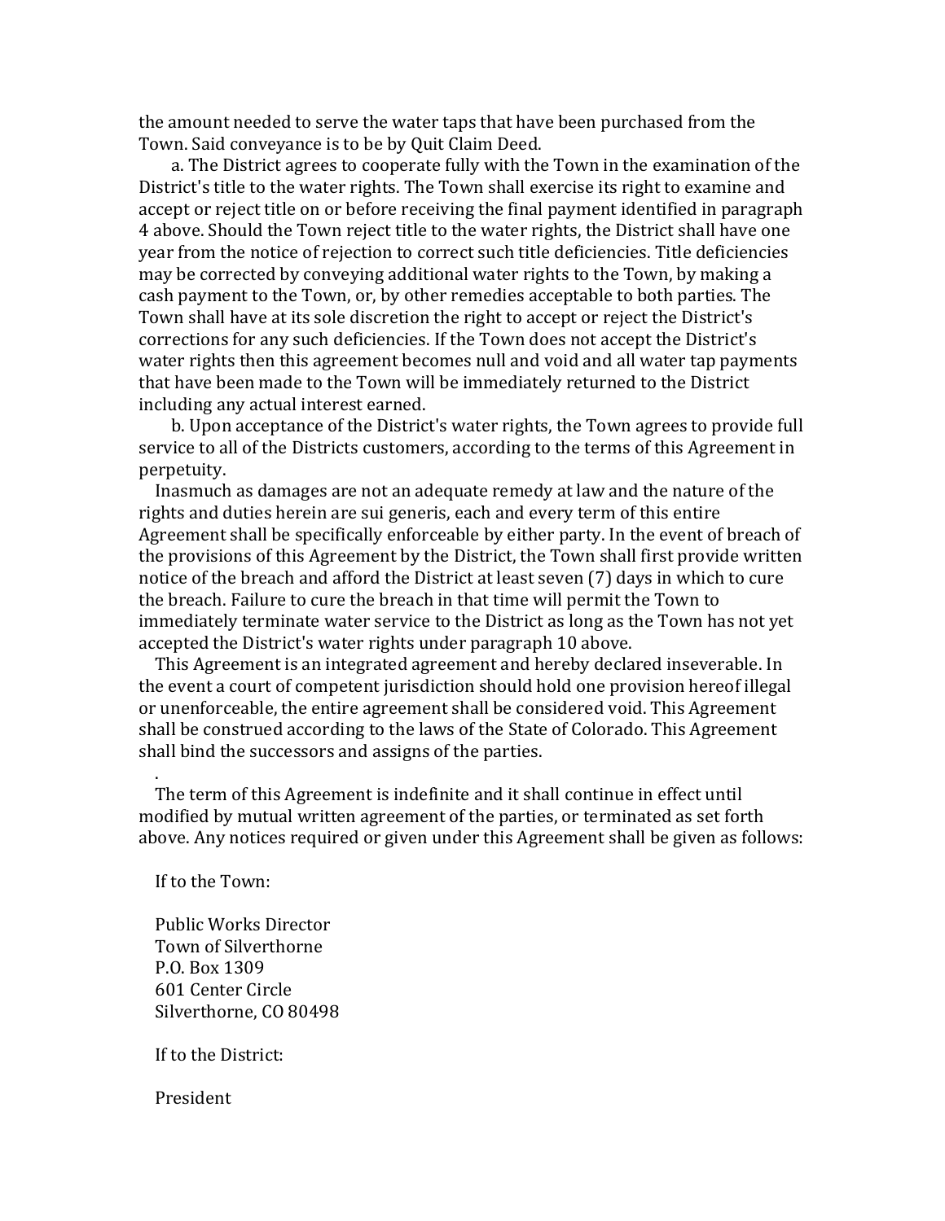the amount needed to serve the water taps that have been purchased from the Town. Said conveyance is to be by Quit Claim Deed.

a. The District agrees to cooperate fully with the Town in the examination of the District's title to the water rights. The Town shall exercise its right to examine and accept or reject title on or before receiving the final payment identified in paragraph 4 above. Should the Town reject title to the water rights, the District shall have one year from the notice of rejection to correct such title deficiencies. Title deficiencies may be corrected by conveying additional water rights to the Town, by making a cash payment to the Town, or, by other remedies acceptable to both parties. The Town shall have at its sole discretion the right to accept or reject the District's corrections for any such deficiencies. If the Town does not accept the District's water rights then this agreement becomes null and void and all water tap payments that have been made to the Town will be immediately returned to the District including any actual interest earned.

b. Upon acceptance of the District's water rights, the Town agrees to provide full service to all of the Districts customers, according to the terms of this Agreement in perpetuity.

Inasmuch as damages are not an adequate remedy at law and the nature of the rights and duties herein are sui generis, each and every term of this entire Agreement shall be specifically enforceable by either party. In the event of breach of the provisions of this Agreement by the District, the Town shall first provide written notice of the breach and afford the District at least seven (7) days in which to cure the breach. Failure to cure the breach in that time will permit the Town to immediately terminate water service to the District as long as the Town has not yet accepted the District's water rights under paragraph 10 above.

This Agreement is an integrated agreement and hereby declared inseverable. In the event a court of competent jurisdiction should hold one provision hereof illegal or unenforceable, the entire agreement shall be considered void. This Agreement shall be construed according to the laws of the State of Colorado. This Agreement shall bind the successors and assigns of the parties.

.

The term of this Agreement is indefinite and it shall continue in effect until modified by mutual written agreement of the parties, or terminated as set forth above. Any notices required or given under this Agreement shall be given as follows:

If to the Town:

Public Works Director
Town of Silverthorne
P.O. Box 1309
601 Center Circle
Silverthorne, CO 80498

If to the District:

President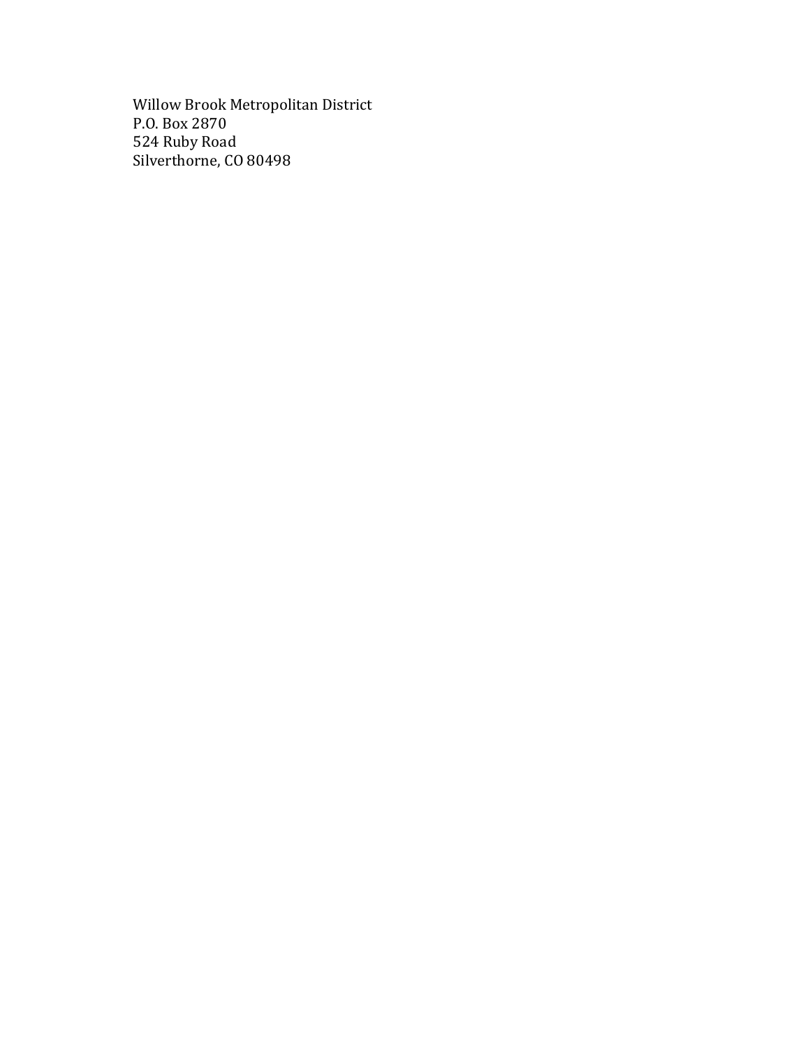Willow Brook Metropolitan District
P.O. Box 2870
524 Ruby Road
Silverthorne, CO 80498